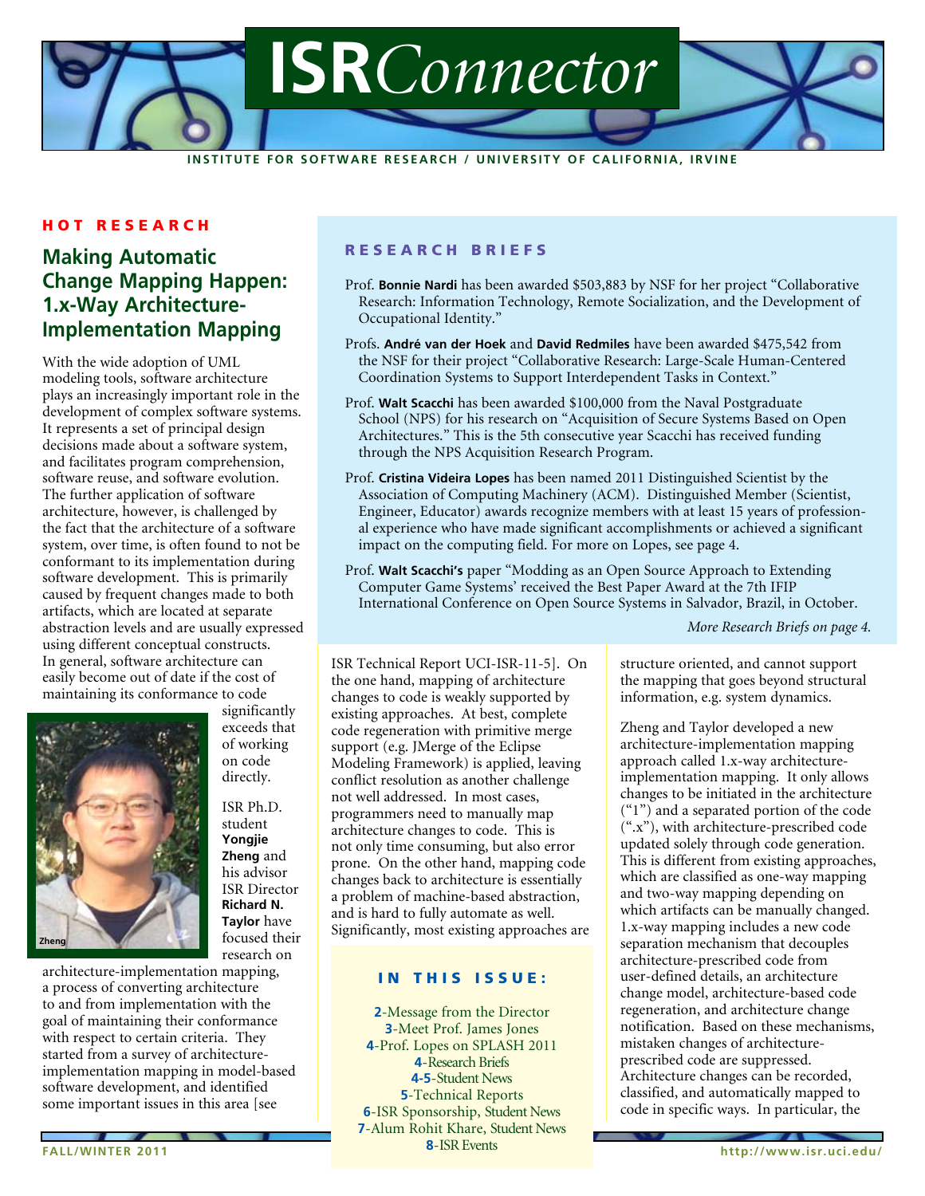# ISR*Connector*

INSTITUTE FOR SOFTWARE RESEARCH / UNIVERSITY OF CALIFORNIA, IRVINE

**HOT RESEARCH**

## Making Automatic Change Mapping Happen: 1.x-Way Architecture-Implementation Mapping

With the wide adoption of UML modeling tools, software architecture plays an increasingly important role in the development of complex software systems. It represents a set of principal design decisions made about a software system, and facilitates program comprehension, software reuse, and software evolution. The further application of software architecture, however, is challenged by the fact that the architecture of a software system, over time, is often found to not be conformant to its implementation during software development. This is primarily caused by frequent changes made to both artifacts, which are located at separate abstraction levels and are usually expressed using different conceptual constructs. In general, software architecture can easily become out of date if the cost of maintaining its conformance to code significantly exceeds that of working on code directly.

Zheng

ISR Ph.D. student **Yongjie Zheng** and his advisor ISR Director **Richard N. Taylor** have focused their research on architecture-implementation mapping, a process of converting architecture to and from implementation with the goal of maintaining their conformance with respect to certain criteria. They started from a survey of architecture-implementation mapping in model-based software development, and identified some important issues in this area [see ISR Technical Report UCI-ISR-11-5]. On the one hand, mapping of architecture changes to code is weakly supported by existing approaches. At best, complete code regeneration with primitive merge support (e.g. JMerge of the Eclipse Modeling Framework) is applied, leaving conflict resolution as another challenge not well addressed. In most cases, programmers need to manually map architecture changes to code. This is not only time consuming, but also error prone. On the other hand, mapping code changes back to architecture is essentially a problem of machine-based abstraction, and is hard to fully automate as well. Significantly, most existing approaches are structure oriented, and cannot support the mapping that goes beyond structural information, e.g. system dynamics.

Zheng and Taylor developed a new architecture-implementation mapping approach called 1.x-way architecture-implementation mapping. It only allows changes to be initiated in the architecture ("1") and a separated portion of the code (".x"), with architecture-prescribed code updated solely through code generation. This is different from existing approaches, which are classified as one-way mapping and two-way mapping depending on which artifacts can be manually changed. 1.x-way mapping includes a new code separation mechanism that decouples architecture-prescribed code from user-defined details, an architecture change model, architecture-based code regeneration, and architecture change notification. Based on these mechanisms, mistaken changes of architecture-prescribed code are suppressed. Architecture changes can be recorded, classified, and automatically mapped to code in specific ways. In particular, the

**RESEARCH BRIEFS**

Prof. **Bonnie Nardi** has been awarded $503,883 by NSF for her project "Collaborative Research: Information Technology, Remote Socialization, and the Development of Occupational Identity."

Profs. **André van der Hoek** and **David Redmiles** have been awarded $475,542 from the NSF for their project "Collaborative Research: Large-Scale Human-Centered Coordination Systems to Support Interdependent Tasks in Context."

Prof. **Walt Scacchi** has been awarded $100,000 from the Naval Postgraduate School (NPS) for his research on "Acquisition of Secure Systems Based on Open Architectures." This is the 5th consecutive year Scacchi has received funding through the NPS Acquisition Research Program.

Prof. **Cristina Videira Lopes** has been named 2011 Distinguished Scientist by the Association of Computing Machinery (ACM). Distinguished Member (Scientist, Engineer, Educator) awards recognize members with at least 15 years of professional experience who have made significant accomplishments or achieved a significant impact on the computing field. For more on Lopes, see page 4.

Prof. **Walt Scacchi's** paper "Modding as an Open Source Approach to Extending Computer Game Systems' received the Best Paper Award at the 7th IFIP International Conference on Open Source Systems in Salvador, Brazil, in October.

*More Research Briefs on page 4.*

**IN THIS ISSUE:**

**2**-Message from the Director
**3**-Meet Prof. James Jones
**4**-Prof. Lopes on SPLASH 2011
**4**-Research Briefs
**4-5**-Student News
**5**-Technical Reports
**6**-ISR Sponsorship, Student News
**7**-Alum Rohit Khare, Student News
**8**-ISR Events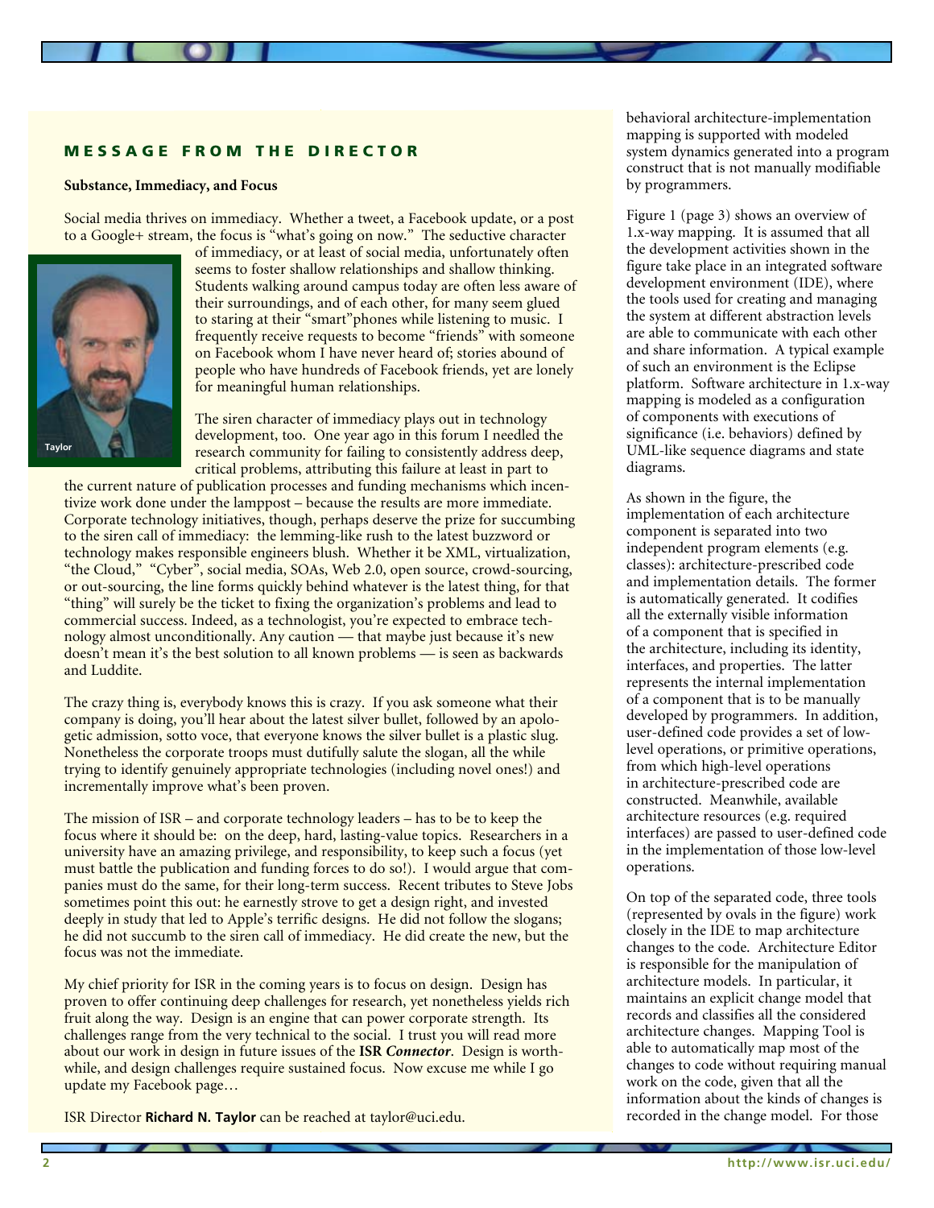## MESSAGE FROM THE DIRECTOR

**Substance, Immediacy, and Focus**

Social media thrives on immediacy. Whether a tweet, a Facebook update, or a post to a Google+ stream, the focus is "what's going on now." The seductive character of immediacy, or at least of social media, unfortunately often seems to foster shallow relationships and shallow thinking. Students walking around campus today are often less aware of their surroundings, and of each other, for many seem glued to staring at their "smart"phones while listening to music. I frequently receive requests to become "friends" with someone on Facebook whom I have never heard of; stories abound of people who have hundreds of Facebook friends, yet are lonely for meaningful human relationships.

Taylor

The siren character of immediacy plays out in technology development, too. One year ago in this forum I needled the research community for failing to consistently address deep, critical problems, attributing this failure at least in part to the current nature of publication processes and funding mechanisms which incentivize work done under the lamppost – because the results are more immediate. Corporate technology initiatives, though, perhaps deserve the prize for succumbing to the siren call of immediacy: the lemming-like rush to the latest buzzword or technology makes responsible engineers blush. Whether it be XML, virtualization, "the Cloud," "Cyber", social media, SOAs, Web 2.0, open source, crowd-sourcing, or out-sourcing, the line forms quickly behind whatever is the latest thing, for that "thing" will surely be the ticket to fixing the organization's problems and lead to commercial success. Indeed, as a technologist, you're expected to embrace technology almost unconditionally. Any caution — that maybe just because it's new doesn't mean it's the best solution to all known problems — is seen as backwards and Luddite.

The crazy thing is, everybody knows this is crazy. If you ask someone what their company is doing, you'll hear about the latest silver bullet, followed by an apologetic admission, sotto voce, that everyone knows the silver bullet is a plastic slug. Nonetheless the corporate troops must dutifully salute the slogan, all the while trying to identify genuinely appropriate technologies (including novel ones!) and incrementally improve what's been proven.

The mission of ISR – and corporate technology leaders – has to be to keep the focus where it should be: on the deep, hard, lasting-value topics. Researchers in a university have an amazing privilege, and responsibility, to keep such a focus (yet must battle the publication and funding forces to do so!). I would argue that companies must do the same, for their long-term success. Recent tributes to Steve Jobs sometimes point this out: he earnestly strove to get a design right, and invested deeply in study that led to Apple's terrific designs. He did not follow the slogans; he did not succumb to the siren call of immediacy. He did create the new, but the focus was not the immediate.

My chief priority for ISR in the coming years is to focus on design. Design has proven to offer continuing deep challenges for research, yet nonetheless yields rich fruit along the way. Design is an engine that can power corporate strength. Its challenges range from the very technical to the social. I trust you will read more about our work in design in future issues of the **ISR *Connector***. Design is worthwhile, and design challenges require sustained focus. Now excuse me while I go update my Facebook page…

ISR Director **Richard N. Taylor** can be reached at taylor@uci.edu.

behavioral architecture-implementation mapping is supported with modeled system dynamics generated into a program construct that is not manually modifiable by programmers.

Figure 1 (page 3) shows an overview of 1.x-way mapping. It is assumed that all the development activities shown in the figure take place in an integrated software development environment (IDE), where the tools used for creating and managing the system at different abstraction levels are able to communicate with each other and share information. A typical example of such an environment is the Eclipse platform. Software architecture in 1.x-way mapping is modeled as a configuration of components with executions of significance (i.e. behaviors) defined by UML-like sequence diagrams and state diagrams.

As shown in the figure, the implementation of each architecture component is separated into two independent program elements (e.g. classes): architecture-prescribed code and implementation details. The former is automatically generated. It codifies all the externally visible information of a component that is specified in the architecture, including its identity, interfaces, and properties. The latter represents the internal implementation of a component that is to be manually developed by programmers. In addition, user-defined code provides a set of low-level operations, or primitive operations, from which high-level operations in architecture-prescribed code are constructed. Meanwhile, available architecture resources (e.g. required interfaces) are passed to user-defined code in the implementation of those low-level operations.

On top of the separated code, three tools (represented by ovals in the figure) work closely in the IDE to map architecture changes to the code. Architecture Editor is responsible for the manipulation of architecture models. In particular, it maintains an explicit change model that records and classifies all the considered architecture changes. Mapping Tool is able to automatically map most of the changes to code without requiring manual work on the code, given that all the information about the kinds of changes is recorded in the change model. For those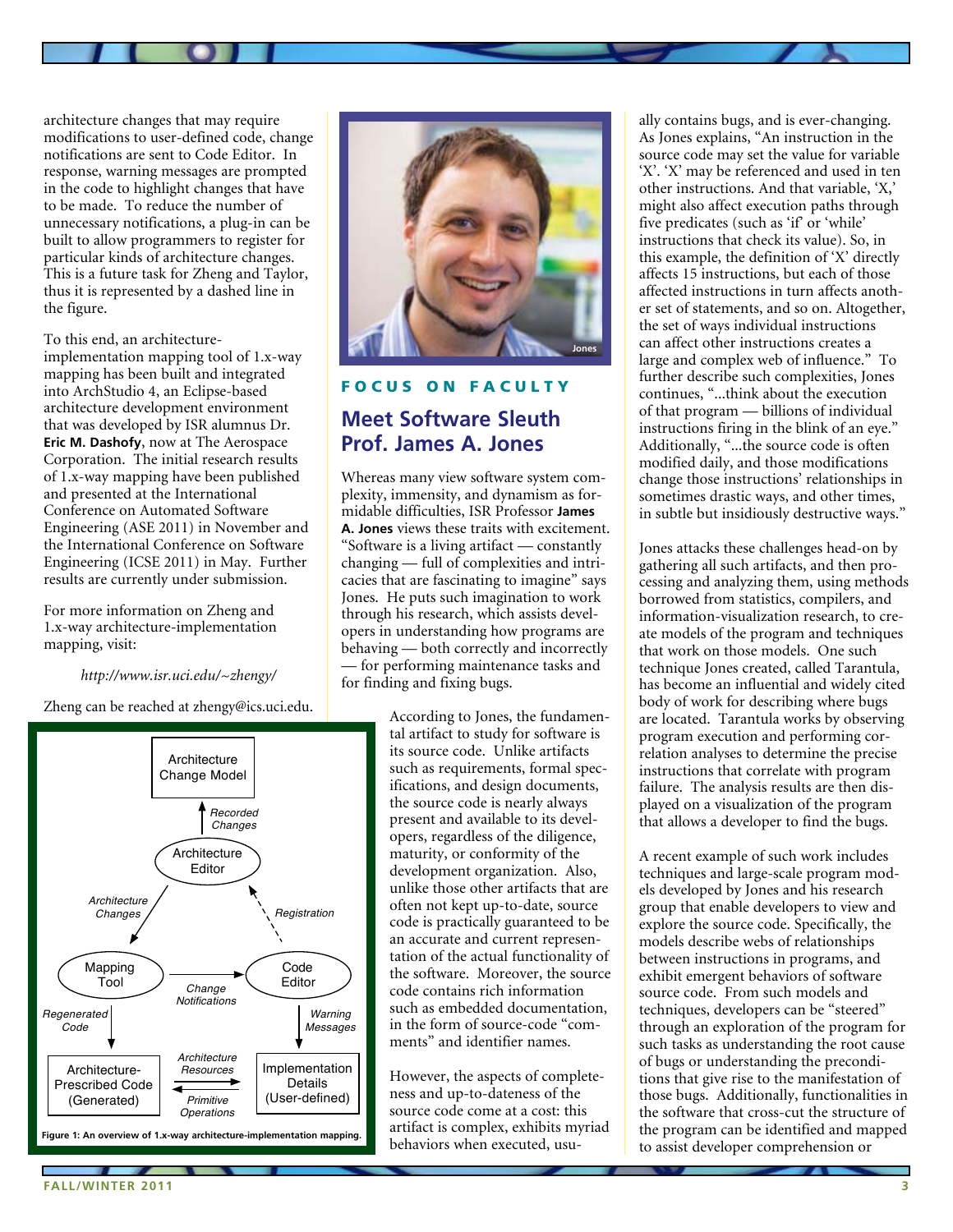architecture changes that may require modifications to user-defined code, change notifications are sent to Code Editor. In response, warning messages are prompted in the code to highlight changes that have to be made. To reduce the number of unnecessary notifications, a plug-in can be built to allow programmers to register for particular kinds of architecture changes. This is a future task for Zheng and Taylor, thus it is represented by a dashed line in the figure.

To this end, an architecture-implementation mapping tool of 1.x-way mapping has been built and integrated into ArchStudio 4, an Eclipse-based architecture development environment that was developed by ISR alumnus Dr. **Eric M. Dashofy**, now at The Aerospace Corporation. The initial research results of 1.x-way mapping have been published and presented at the International Conference on Automated Software Engineering (ASE 2011) in November and the International Conference on Software Engineering (ICSE 2011) in May. Further results are currently under submission.

For more information on Zheng and 1.x-way architecture-implementation mapping, visit:

*http://www.isr.uci.edu/~zhengy/*

Zheng can be reached at zhengy@ics.uci.edu.

Architecture Change Model

Recorded Changes

Architecture Editor

Architecture Changes

Registration

Mapping Tool

Change Notifications

Code Editor

Regenerated Code

Warning Messages

Architecture-Prescribed Code (Generated)

Architecture Resources

Primitive Operations

Implementation Details (User-defined)

**Figure 1: An overview of 1.x-way architecture-implementation mapping.**

Jones

FOCUS ON FACULTY

## Meet Software Sleuth Prof. James A. Jones

Whereas many view software system complexity, immensity, and dynamism as formidable difficulties, ISR Professor **James A. Jones** views these traits with excitement. "Software is a living artifact — constantly changing — full of complexities and intricacies that are fascinating to imagine" says Jones. He puts such imagination to work through his research, which assists developers in understanding how programs are behaving — both correctly and incorrectly — for performing maintenance tasks and for finding and fixing bugs.

According to Jones, the fundamental artifact to study for software is its source code. Unlike artifacts such as requirements, formal specifications, and design documents, the source code is nearly always present and available to its developers, regardless of the diligence, maturity, or conformity of the development organization. Also, unlike those other artifacts that are often not kept up-to-date, source code is practically guaranteed to be an accurate and current representation of the actual functionality of the software. Moreover, the source code contains rich information such as embedded documentation, in the form of source-code "comments" and identifier names.

However, the aspects of completeness and up-to-dateness of the source code come at a cost: this artifact is complex, exhibits myriad behaviors when executed, usually contains bugs, and is ever-changing. As Jones explains, "An instruction in the source code may set the value for variable 'X'. 'X' may be referenced and used in ten other instructions. And that variable, 'X,' might also affect execution paths through five predicates (such as 'if' or 'while' instructions that check its value). So, in this example, the definition of 'X' directly affects 15 instructions, but each of those affected instructions in turn affects another set of statements, and so on. Altogether, the set of ways individual instructions can affect other instructions creates a large and complex web of influence." To further describe such complexities, Jones continues, "...think about the execution of that program — billions of individual instructions firing in the blink of an eye." Additionally, "...the source code is often modified daily, and those modifications change those instructions' relationships in sometimes drastic ways, and other times, in subtle but insidiously destructive ways."

Jones attacks these challenges head-on by gathering all such artifacts, and then processing and analyzing them, using methods borrowed from statistics, compilers, and information-visualization research, to create models of the program and techniques that work on those models. One such technique Jones created, called Tarantula, has become an influential and widely cited body of work for describing where bugs are located. Tarantula works by observing program execution and performing correlation analyses to determine the precise instructions that correlate with program failure. The analysis results are then displayed on a visualization of the program that allows a developer to find the bugs.

A recent example of such work includes techniques and large-scale program models developed by Jones and his research group that enable developers to view and explore the source code. Specifically, the models describe webs of relationships between instructions in programs, and exhibit emergent behaviors of software source code. From such models and techniques, developers can be "steered" through an exploration of the program for such tasks as understanding the root cause of bugs or understanding the preconditions that give rise to the manifestation of those bugs. Additionally, functionalities in the software that cross-cut the structure of the program can be identified and mapped to assist developer comprehension or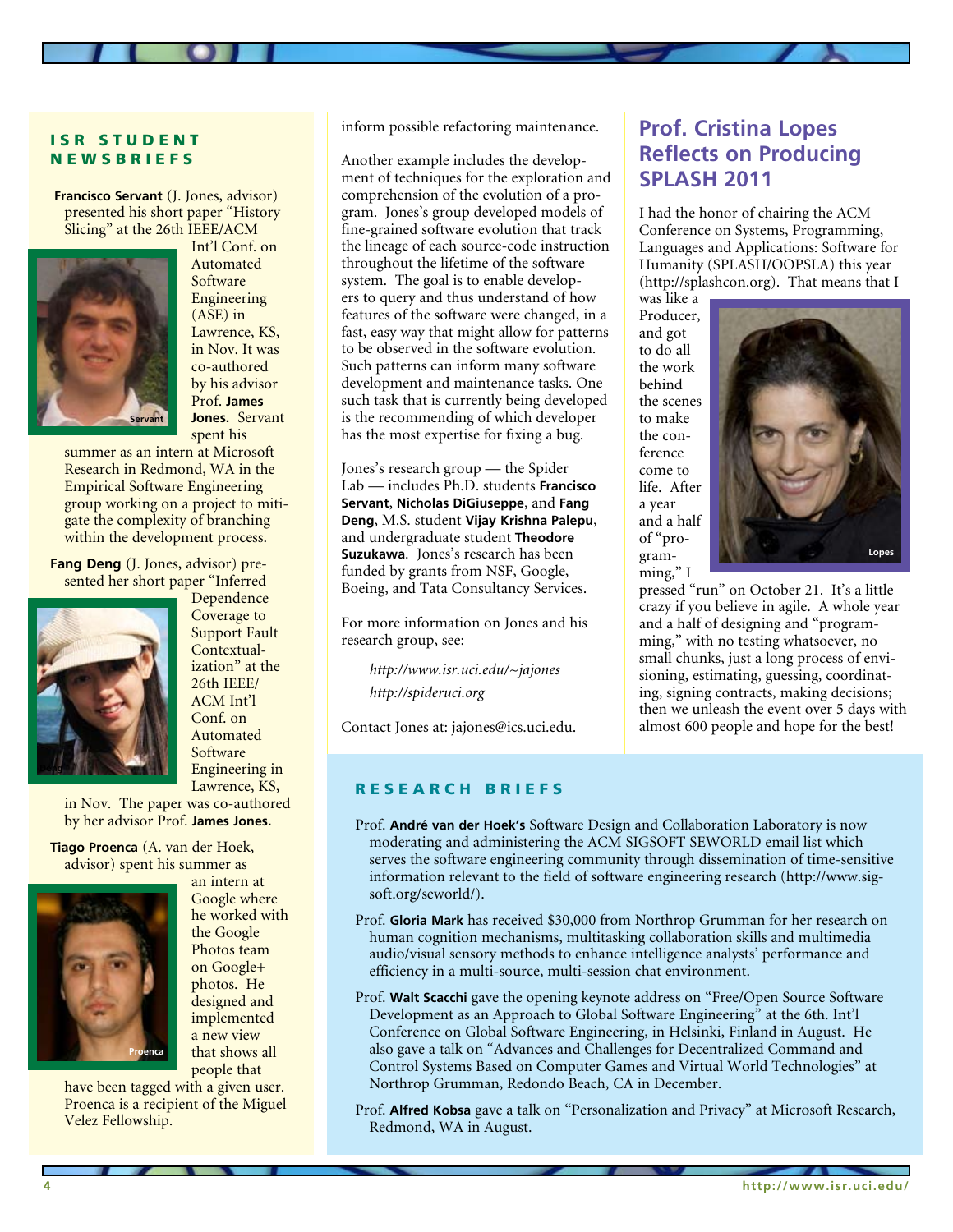## ISR STUDENT NEWSBRIEFS

**Francisco Servant** (J. Jones, advisor) presented his short paper "History Slicing" at the 26th IEEE/ACM Int'l Conf. on Automated Software Engineering (ASE) in Lawrence, KS, in Nov. It was co-authored by his advisor Prof. **James Jones.** Servant spent his summer as an intern at Microsoft Research in Redmond, WA in the Empirical Software Engineering group working on a project to mitigate the complexity of branching within the development process.

Servant

**Fang Deng** (J. Jones, advisor) presented her short paper "Inferred Dependence Coverage to Support Fault Contextualization" at the 26th IEEE/ACM Int'l Conf. on Automated Software Engineering in Lawrence, KS, in Nov. The paper was co-authored by her advisor Prof. **James Jones.**

Deng

**Tiago Proenca** (A. van der Hoek, advisor) spent his summer as an intern at Google where he worked with the Google Photos team on Google+ photos. He designed and implemented a new view that shows all people that have been tagged with a given user. Proenca is a recipient of the Miguel Velez Fellowship.

Proenca

inform possible refactoring maintenance.

Another example includes the development of techniques for the exploration and comprehension of the evolution of a program. Jones's group developed models of fine-grained software evolution that track the lineage of each source-code instruction throughout the lifetime of the software system. The goal is to enable developers to query and thus understand of how features of the software were changed, in a fast, easy way that might allow for patterns to be observed in the software evolution. Such patterns can inform many software development and maintenance tasks. One such task that is currently being developed is the recommending of which developer has the most expertise for fixing a bug.

Jones's research group — the Spider Lab — includes Ph.D. students **Francisco Servant**, **Nicholas DiGiuseppe**, and **Fang Deng**, M.S. student **Vijay Krishna Palepu**, and undergraduate student **Theodore Suzukawa**. Jones's research has been funded by grants from NSF, Google, Boeing, and Tata Consultancy Services.

For more information on Jones and his research group, see:

*http://www.isr.uci.edu/~jajones*

*http://spideruci.org*

Contact Jones at: jajones@ics.uci.edu.

## Prof. Cristina Lopes Reflects on Producing SPLASH 2011

I had the honor of chairing the ACM Conference on Systems, Programming, Languages and Applications: Software for Humanity (SPLASH/OOPSLA) this year (http://splashcon.org). That means that I was like a Producer, and got to do all the work behind the scenes to make the conference come to life. After a year and a half of "programming," I pressed "run" on October 21. It's a little crazy if you believe in agile. A whole year and a half of designing and "programming," with no testing whatsoever, no small chunks, just a long process of envisioning, estimating, guessing, coordinating, signing contracts, making decisions; then we unleash the event over 5 days with almost 600 people and hope for the best!

Lopes

## RESEARCH BRIEFS

Prof. **André van der Hoek's** Software Design and Collaboration Laboratory is now moderating and administering the ACM SIGSOFT SEWORLD email list which serves the software engineering community through dissemination of time-sensitive information relevant to the field of software engineering research (http://www.sigsoft.org/seworld/).

Prof. **Gloria Mark** has received $30,000 from Northrop Grumman for her research on human cognition mechanisms, multitasking collaboration skills and multimedia audio/visual sensory methods to enhance intelligence analysts' performance and efficiency in a multi-source, multi-session chat environment.

Prof. **Walt Scacchi** gave the opening keynote address on "Free/Open Source Software Development as an Approach to Global Software Engineering" at the 6th. Int'l Conference on Global Software Engineering, in Helsinki, Finland in August. He also gave a talk on "Advances and Challenges for Decentralized Command and Control Systems Based on Computer Games and Virtual World Technologies" at Northrop Grumman, Redondo Beach, CA in December.

Prof. **Alfred Kobsa** gave a talk on "Personalization and Privacy" at Microsoft Research, Redmond, WA in August.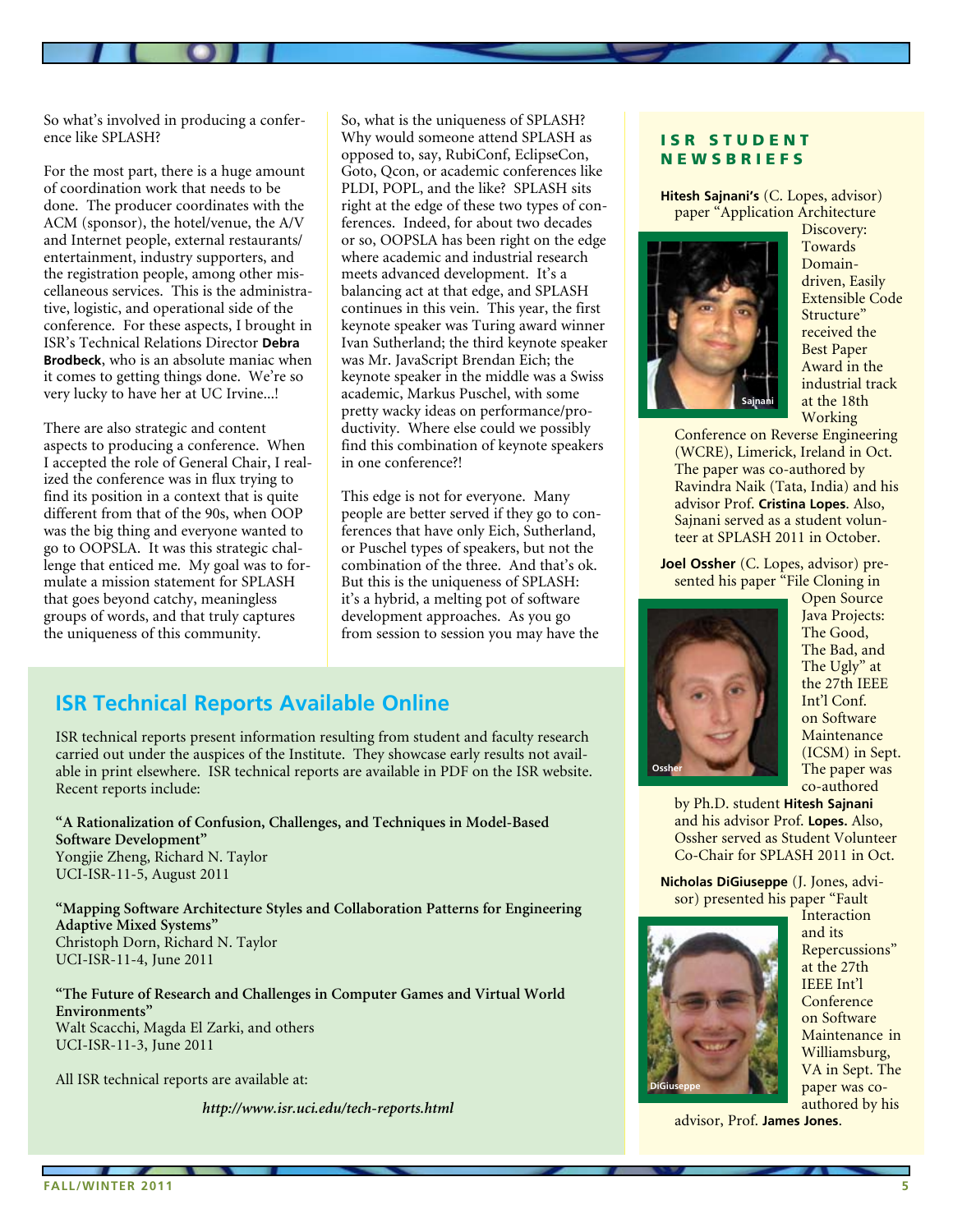So what's involved in producing a conference like SPLASH?

For the most part, there is a huge amount of coordination work that needs to be done. The producer coordinates with the ACM (sponsor), the hotel/venue, the A/V and Internet people, external restaurants/entertainment, industry supporters, and the registration people, among other miscellaneous services. This is the administrative, logistic, and operational side of the conference. For these aspects, I brought in ISR's Technical Relations Director **Debra Brodbeck**, who is an absolute maniac when it comes to getting things done. We're so very lucky to have her at UC Irvine...!

There are also strategic and content aspects to producing a conference. When I accepted the role of General Chair, I realized the conference was in flux trying to find its position in a context that is quite different from that of the 90s, when OOP was the big thing and everyone wanted to go to OOPSLA. It was this strategic challenge that enticed me. My goal was to formulate a mission statement for SPLASH that goes beyond catchy, meaningless groups of words, and that truly captures the uniqueness of this community.

So, what is the uniqueness of SPLASH? Why would someone attend SPLASH as opposed to, say, RubiConf, EclipseCon, Goto, Qcon, or academic conferences like PLDI, POPL, and the like? SPLASH sits right at the edge of these two types of conferences. Indeed, for about two decades or so, OOPSLA has been right on the edge where academic and industrial research meets advanced development. It's a balancing act at that edge, and SPLASH continues in this vein. This year, the first keynote speaker was Turing award winner Ivan Sutherland; the third keynote speaker was Mr. JavaScript Brendan Eich; the keynote speaker in the middle was a Swiss academic, Markus Puschel, with some pretty wacky ideas on performance/productivity. Where else could we possibly find this combination of keynote speakers in one conference?!

This edge is not for everyone. Many people are better served if they go to conferences that have only Eich, Sutherland, or Puschel types of speakers, but not the combination of the three. And that's ok. But this is the uniqueness of SPLASH: it's a hybrid, a melting pot of software development approaches. As you go from session to session you may have the

## ISR Technical Reports Available Online

ISR technical reports present information resulting from student and faculty research carried out under the auspices of the Institute. They showcase early results not available in print elsewhere. ISR technical reports are available in PDF on the ISR website. Recent reports include:

**"A Rationalization of Confusion, Challenges, and Techniques in Model-Based Software Development"**
Yongjie Zheng, Richard N. Taylor
UCI-ISR-11-5, August 2011

**"Mapping Software Architecture Styles and Collaboration Patterns for Engineering Adaptive Mixed Systems"**
Christoph Dorn, Richard N. Taylor
UCI-ISR-11-4, June 2011

**"The Future of Research and Challenges in Computer Games and Virtual World Environments"**
Walt Scacchi, Magda El Zarki, and others
UCI-ISR-11-3, June 2011

All ISR technical reports are available at:

***http://www.isr.uci.edu/tech-reports.html***

## ISR STUDENT NEWSBRIEFS

**Hitesh Sajnani's** (C. Lopes, advisor) paper "Application Architecture Discovery: Towards Domain-driven, Easily Extensible Code Structure" received the Best Paper Award in the industrial track at the 18th Working Conference on Reverse Engineering (WCRE), Limerick, Ireland in Oct. The paper was co-authored by Ravindra Naik (Tata, India) and his advisor Prof. **Cristina Lopes**. Also, Sajnani served as a student volunteer at SPLASH 2011 in October.

Sajnani

**Joel Ossher** (C. Lopes, advisor) presented his paper "File Cloning in Open Source Java Projects: The Good, The Bad, and The Ugly" at the 27th IEEE Int'l Conf. on Software Maintenance (ICSM) in Sept. The paper was co-authored by Ph.D. student **Hitesh Sajnani** and his advisor Prof. **Lopes.** Also, Ossher served as Student Volunteer Co-Chair for SPLASH 2011 in Oct.

Ossher

**Nicholas DiGiuseppe** (J. Jones, advisor) presented his paper "Fault Interaction and its Repercussions" at the 27th IEEE Int'l Conference on Software Maintenance in Williamsburg, VA in Sept. The paper was co-authored by his advisor, Prof. **James Jones**.

DiGiuseppe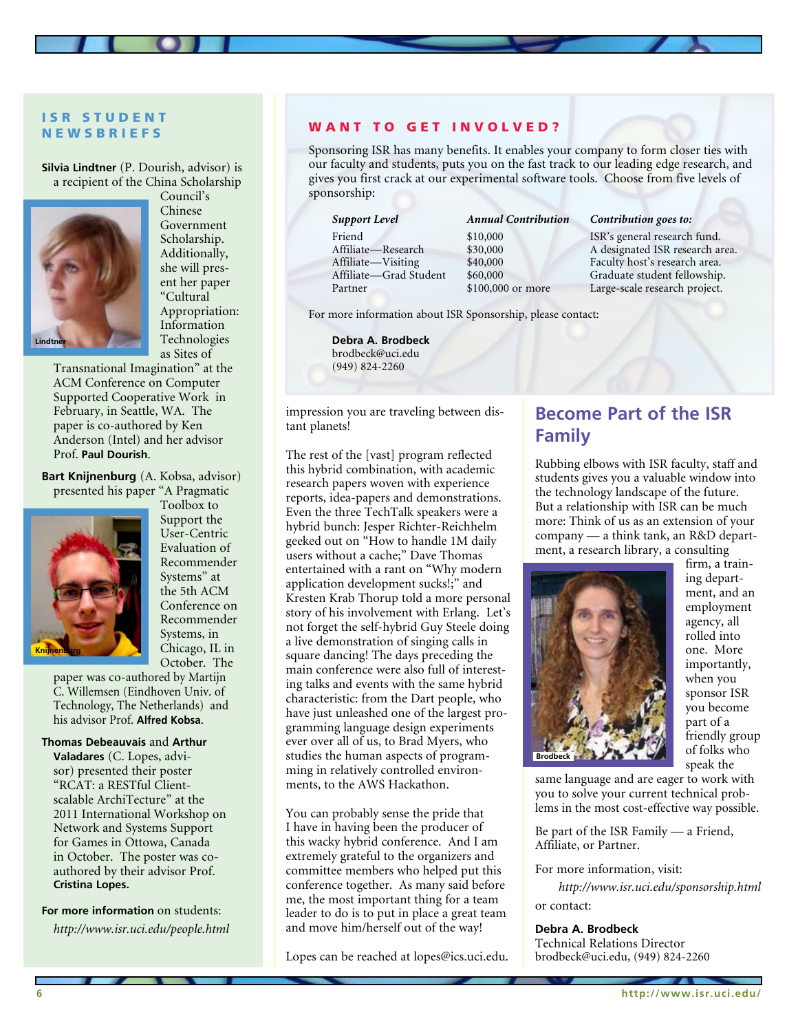## ISR STUDENT NEWSBRIEFS

**Silvia Lindtner** (P. Dourish, advisor) is a recipient of the China Scholarship Council's Chinese Government Scholarship. Additionally, she will present her paper "Cultural Appropriation: Information Technologies as Sites of Transnational Imagination" at the ACM Conference on Computer Supported Cooperative Work in February, in Seattle, WA. The paper is co-authored by Ken Anderson (Intel) and her advisor Prof. **Paul Dourish**.

Lindtner

**Bart Knijnenburg** (A. Kobsa, advisor) presented his paper "A Pragmatic Toolbox to Support the User-Centric Evaluation of Recommender Systems" at the 5th ACM Conference on Recommender Systems, in Chicago, IL in October. The paper was co-authored by Martijn C. Willemsen (Eindhoven Univ. of Technology, The Netherlands) and his advisor Prof. **Alfred Kobsa**.

Knijnenburg

**Thomas Debeauvais** and **Arthur Valadares** (C. Lopes, advisor) presented their poster "RCAT: a RESTful Client-scalable ArchiTecture" at the 2011 International Workshop on Network and Systems Support for Games in Ottowa, Canada in October. The poster was co-authored by their advisor Prof. **Cristina Lopes.**

**For more information** on students:

*http://www.isr.uci.edu/people.html*

## WANT TO GET INVOLVED?

Sponsoring ISR has many benefits. It enables your company to form closer ties with our faculty and students, puts you on the fast track to our leading edge research, and gives you first crack at our experimental software tools. Choose from five levels of sponsorship:

| *Support Level* | *Annual Contribution* | *Contribution goes to:* |
|---|---|---|
| Friend | $10,000 | ISR's general research fund. |
| Affiliate—Research | $30,000 | A designated ISR research area. |
| Affiliate—Visiting | $40,000 | Faculty host's research area. |
| Affiliate—Grad Student | $60,000 | Graduate student fellowship. |
| Partner | $100,000 or more | Large-scale research project. |

For more information about ISR Sponsorship, please contact:

**Debra A. Brodbeck**
brodbeck@uci.edu
(949) 824-2260

impression you are traveling between distant planets!

The rest of the [vast] program reflected this hybrid combination, with academic research papers woven with experience reports, idea-papers and demonstrations. Even the three TechTalk speakers were a hybrid bunch: Jesper Richter-Reichhelm geeked out on "How to handle 1M daily users without a cache;" Dave Thomas entertained with a rant on "Why modern application development sucks!;" and Kresten Krab Thorup told a more personal story of his involvement with Erlang. Let's not forget the self-hybrid Guy Steele doing a live demonstration of singing calls in square dancing! The days preceding the main conference were also full of interesting talks and events with the same hybrid characteristic: from the Dart people, who have just unleashed one of the largest programming language design experiments ever over all of us, to Brad Myers, who studies the human aspects of programming in relatively controlled environments, to the AWS Hackathon.

You can probably sense the pride that I have in having been the producer of this wacky hybrid conference. And I am extremely grateful to the organizers and committee members who helped put this conference together. As many said before me, the most important thing for a team leader to do is to put in place a great team and move him/herself out of the way!

Lopes can be reached at lopes@ics.uci.edu.

## Become Part of the ISR Family

Rubbing elbows with ISR faculty, staff and students gives you a valuable window into the technology landscape of the future. But a relationship with ISR can be much more: Think of us as an extension of your company — a think tank, an R&D department, a research library, a consulting firm, a training department, and an employment agency, all rolled into one. More importantly, when you sponsor ISR you become part of a friendly group of folks who speak the same language and are eager to work with you to solve your current technical problems in the most cost-effective way possible.

Brodbeck

Be part of the ISR Family — a Friend, Affiliate, or Partner.

For more information, visit:

*http://www.isr.uci.edu/sponsorship.html*

or contact:

**Debra A. Brodbeck**
Technical Relations Director
brodbeck@uci.edu, (949) 824-2260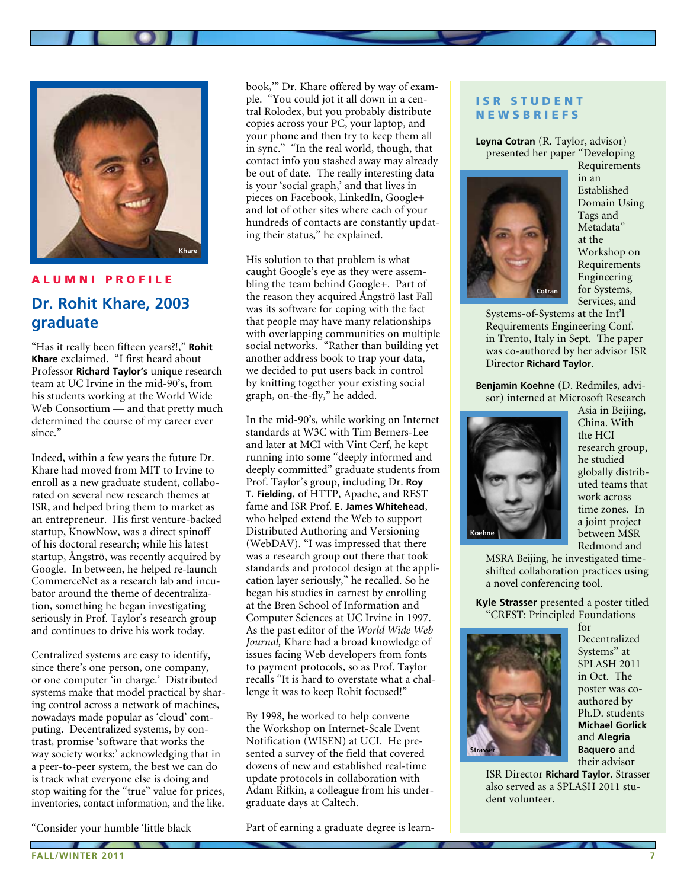## ALUMNI PROFILE

# Dr. Rohit Khare, 2003 graduate

"Has it really been fifteen years?!," **Rohit Khare** exclaimed. "I first heard about Professor **Richard Taylor's** unique research team at UC Irvine in the mid-90's, from his students working at the World Wide Web Consortium — and that pretty much determined the course of my career ever since."

Indeed, within a few years the future Dr. Khare had moved from MIT to Irvine to enroll as a new graduate student, collaborated on several new research themes at ISR, and helped bring them to market as an entrepreneur. His first venture-backed startup, KnowNow, was a direct spinoff of his doctoral research; while his latest startup, Ångströ, was recently acquired by Google. In between, he helped re-launch CommerceNet as a research lab and incubator around the theme of decentralization, something he began investigating seriously in Prof. Taylor's research group and continues to drive his work today.

Centralized systems are easy to identify, since there's one person, one company, or one computer 'in charge.' Distributed systems make that model practical by sharing control across a network of machines, nowadays made popular as 'cloud' computing. Decentralized systems, by contrast, promise 'software that works the way society works:' acknowledging that in a peer-to-peer system, the best we can do is track what everyone else is doing and stop waiting for the "true" value for prices, inventories, contact information, and the like.

"Consider your humble 'little black book,'" Dr. Khare offered by way of example. "You could jot it all down in a central Rolodex, but you probably distribute copies across your PC, your laptop, and your phone and then try to keep them all in sync." "In the real world, though, that contact info you stashed away may already be out of date. The really interesting data is your 'social graph,' and that lives in pieces on Facebook, LinkedIn, Google+ and lot of other sites where each of your hundreds of contacts are constantly updating their status," he explained.

His solution to that problem is what caught Google's eye as they were assembling the team behind Google+. Part of the reason they acquired Ångströ last Fall was its software for coping with the fact that people may have many relationships with overlapping communities on multiple social networks. "Rather than building yet another address book to trap your data, we decided to put users back in control by knitting together your existing social graph, on-the-fly," he added.

In the mid-90's, while working on Internet standards at W3C with Tim Berners-Lee and later at MCI with Vint Cerf, he kept running into some "deeply informed and deeply committed" graduate students from Prof. Taylor's group, including Dr. **Roy T. Fielding**, of HTTP, Apache, and REST fame and ISR Prof. **E. James Whitehead**, who helped extend the Web to support Distributed Authoring and Versioning (WebDAV). "I was impressed that there was a research group out there that took standards and protocol design at the application layer seriously," he recalled. So he began his studies in earnest by enrolling at the Bren School of Information and Computer Sciences at UC Irvine in 1997. As the past editor of the *World Wide Web Journal,* Khare had a broad knowledge of issues facing Web developers from fonts to payment protocols, so as Prof. Taylor recalls "It is hard to overstate what a challenge it was to keep Rohit focused!"

By 1998, he worked to help convene the Workshop on Internet-Scale Event Notification (WISEN) at UCI. He presented a survey of the field that covered dozens of new and established real-time update protocols in collaboration with Adam Rifkin, a colleague from his undergraduate days at Caltech.

Part of earning a graduate degree is learn-

## ISR STUDENT NEWSBRIEFS

**Leyna Cotran** (R. Taylor, advisor) presented her paper "Developing Requirements in an Established Domain Using Tags and Metadata" at the Workshop on Requirements Engineering for Systems, Services, and Systems-of-Systems at the Int'l Requirements Engineering Conf. in Trento, Italy in Sept. The paper was co-authored by her advisor ISR Director **Richard Taylor**.

**Benjamin Koehne** (D. Redmiles, advisor) interned at Microsoft Research Asia in Beijing, China. With the HCI research group, he studied globally distributed teams that work across time zones. In a joint project between MSR Redmond and MSRA Beijing, he investigated time-shifted collaboration practices using a novel conferencing tool.

**Kyle Strasser** presented a poster titled "CREST: Principled Foundations for Decentralized Systems" at SPLASH 2011 in Oct. The poster was co-authored by Ph.D. students **Michael Gorlick** and **Alegria Baquero** and their advisor ISR Director **Richard Taylor**. Strasser also served as a SPLASH 2011 student volunteer.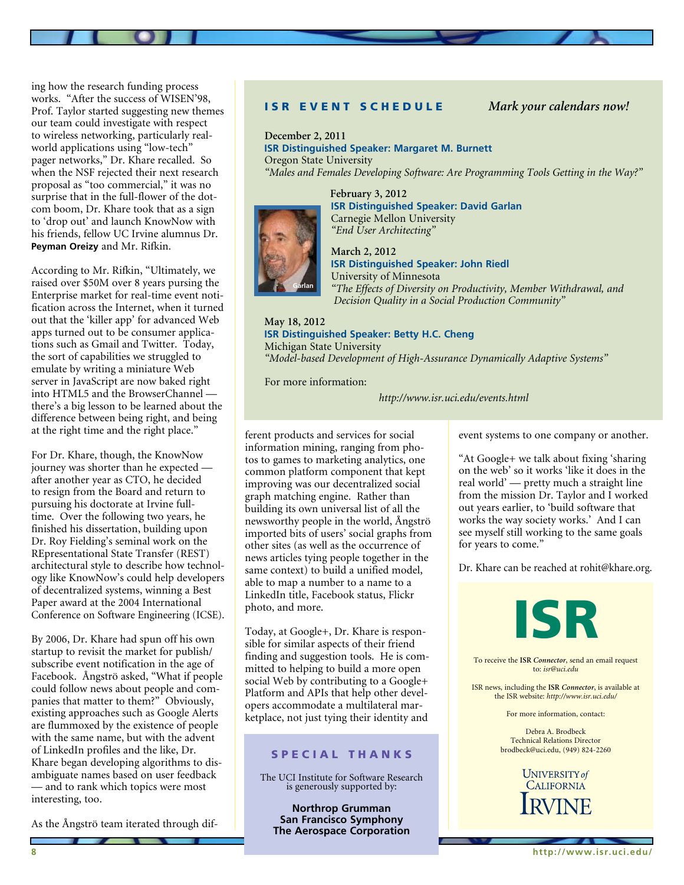ing how the research funding process works. "After the success of WISEN'98, Prof. Taylor started suggesting new themes our team could investigate with respect to wireless networking, particularly real-world applications using "low-tech" pager networks," Dr. Khare recalled. So when the NSF rejected their next research proposal as "too commercial," it was no surprise that in the full-flower of the dot-com boom, Dr. Khare took that as a sign to 'drop out' and launch KnowNow with his friends, fellow UC Irvine alumnus Dr. **Peyman Oreizy** and Mr. Rifkin.

According to Mr. Rifkin, "Ultimately, we raised over $50M over 8 years pursuing the Enterprise market for real-time event notification across the Internet, when it turned out that the 'killer app' for advanced Web apps turned out to be consumer applications such as Gmail and Twitter. Today, the sort of capabilities we struggled to emulate by writing a miniature Web server in JavaScript are now baked right into HTML5 and the BrowserChannel — there's a big lesson to be learned about the difference between being right, and being at the right time and the right place."

For Dr. Khare, though, the KnowNow journey was shorter than he expected — after another year as CTO, he decided to resign from the Board and return to pursuing his doctorate at Irvine full-time. Over the following two years, he finished his dissertation, building upon Dr. Roy Fielding's seminal work on the REpresentational State Transfer (REST) architectural style to describe how technology like KnowNow's could help developers of decentralized systems, winning a Best Paper award at the 2004 International Conference on Software Engineering (ICSE).

By 2006, Dr. Khare had spun off his own startup to revisit the market for publish/subscribe event notification in the age of Facebook. Ångströ asked, "What if people could follow news about people and companies that matter to them?" Obviously, existing approaches such as Google Alerts are flummoxed by the existence of people with the same name, but with the advent of LinkedIn profiles and the like, Dr. Khare began developing algorithms to disambiguate names based on user feedback — and to rank which topics were most interesting, too.

As the Ångströ team iterated through different products and services for social information mining, ranging from photos to games to marketing analytics, one common platform component that kept improving was our decentralized social graph matching engine. Rather than building its own universal list of all the newsworthy people in the world, Ångströ imported bits of users' social graphs from other sites (as well as the occurrence of news articles tying people together in the same context) to build a unified model, able to map a number to a name to a LinkedIn title, Facebook status, Flickr photo, and more.

Today, at Google+, Dr. Khare is responsible for similar aspects of their friend finding and suggestion tools. He is committed to helping to build a more open social Web by contributing to a Google+ Platform and APIs that help other developers accommodate a multilateral marketplace, not just tying their identity and event systems to one company or another.

"At Google+ we talk about fixing 'sharing on the web' so it works 'like it does in the real world' — pretty much a straight line from the mission Dr. Taylor and I worked out years earlier, to 'build software that works the way society works.' And I can see myself still working to the same goals for years to come."

Dr. Khare can be reached at rohit@khare.org.

## ISR EVENT SCHEDULE

*Mark your calendars now!*

**December 2, 2011**
**ISR Distinguished Speaker: Margaret M. Burnett**
Oregon State University
*"Males and Females Developing Software: Are Programming Tools Getting in the Way?"*

**February 3, 2012**
**ISR Distinguished Speaker: David Garlan**
Carnegie Mellon University
*"End User Architecting"*

Garlan

**March 2, 2012**
**ISR Distinguished Speaker: John Riedl**
University of Minnesota
*"The Effects of Diversity on Productivity, Member Withdrawal, and Decision Quality in a Social Production Community"*

**May 18, 2012**
**ISR Distinguished Speaker: Betty H.C. Cheng**
Michigan State University
*"Model-based Development of High-Assurance Dynamically Adaptive Systems"*

For more information:

*http://www.isr.uci.edu/events.html*

## SPECIAL THANKS

The UCI Institute for Software Research is generously supported by:

**Northrop Grumman**
**San Francisco Symphony**
**The Aerospace Corporation**

## ISR

To receive the **ISR *Connector***, send an email request to: *isr@uci.edu*

ISR news, including the **ISR *Connector***, is available at the ISR website: *http://www.isr.uci.edu/*

For more information, contact:

Debra A. Brodbeck
Technical Relations Director
brodbeck@uci.edu, (949) 824-2260

University of California Irvine